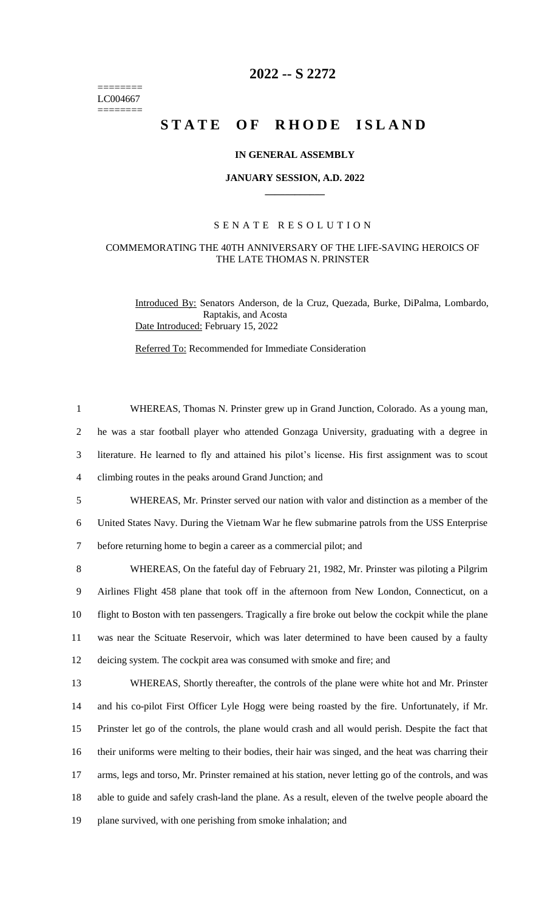========
LC004667
========

# 2022 -- S 2272

# STATE OF RHODE ISLAND

## IN GENERAL ASSEMBLY

### JANUARY SESSION, A.D. 2022

### SENATE RESOLUTION

### COMMEMORATING THE 40TH ANNIVERSARY OF THE LIFE-SAVING HEROICS OF THE LATE THOMAS N. PRINSTER

Introduced By: Senators Anderson, de la Cruz, Quezada, Burke, DiPalma, Lombardo, Raptakis, and Acosta

Date Introduced: February 15, 2022

Referred To: Recommended for Immediate Consideration

1 WHEREAS, Thomas N. Prinster grew up in Grand Junction, Colorado. As a young man,
2 he was a star football player who attended Gonzaga University, graduating with a degree in
3 literature. He learned to fly and attained his pilot's license. His first assignment was to scout
4 climbing routes in the peaks around Grand Junction; and

5 WHEREAS, Mr. Prinster served our nation with valor and distinction as a member of the
6 United States Navy. During the Vietnam War he flew submarine patrols from the USS Enterprise
7 before returning home to begin a career as a commercial pilot; and

8 WHEREAS, On the fateful day of February 21, 1982, Mr. Prinster was piloting a Pilgrim
9 Airlines Flight 458 plane that took off in the afternoon from New London, Connecticut, on a
10 flight to Boston with ten passengers. Tragically a fire broke out below the cockpit while the plane
11 was near the Scituate Reservoir, which was later determined to have been caused by a faulty
12 deicing system. The cockpit area was consumed with smoke and fire; and

13 WHEREAS, Shortly thereafter, the controls of the plane were white hot and Mr. Prinster
14 and his co-pilot First Officer Lyle Hogg were being roasted by the fire. Unfortunately, if Mr.
15 Prinster let go of the controls, the plane would crash and all would perish. Despite the fact that
16 their uniforms were melting to their bodies, their hair was singed, and the heat was charring their
17 arms, legs and torso, Mr. Prinster remained at his station, never letting go of the controls, and was
18 able to guide and safely crash-land the plane. As a result, eleven of the twelve people aboard the
19 plane survived, with one perishing from smoke inhalation; and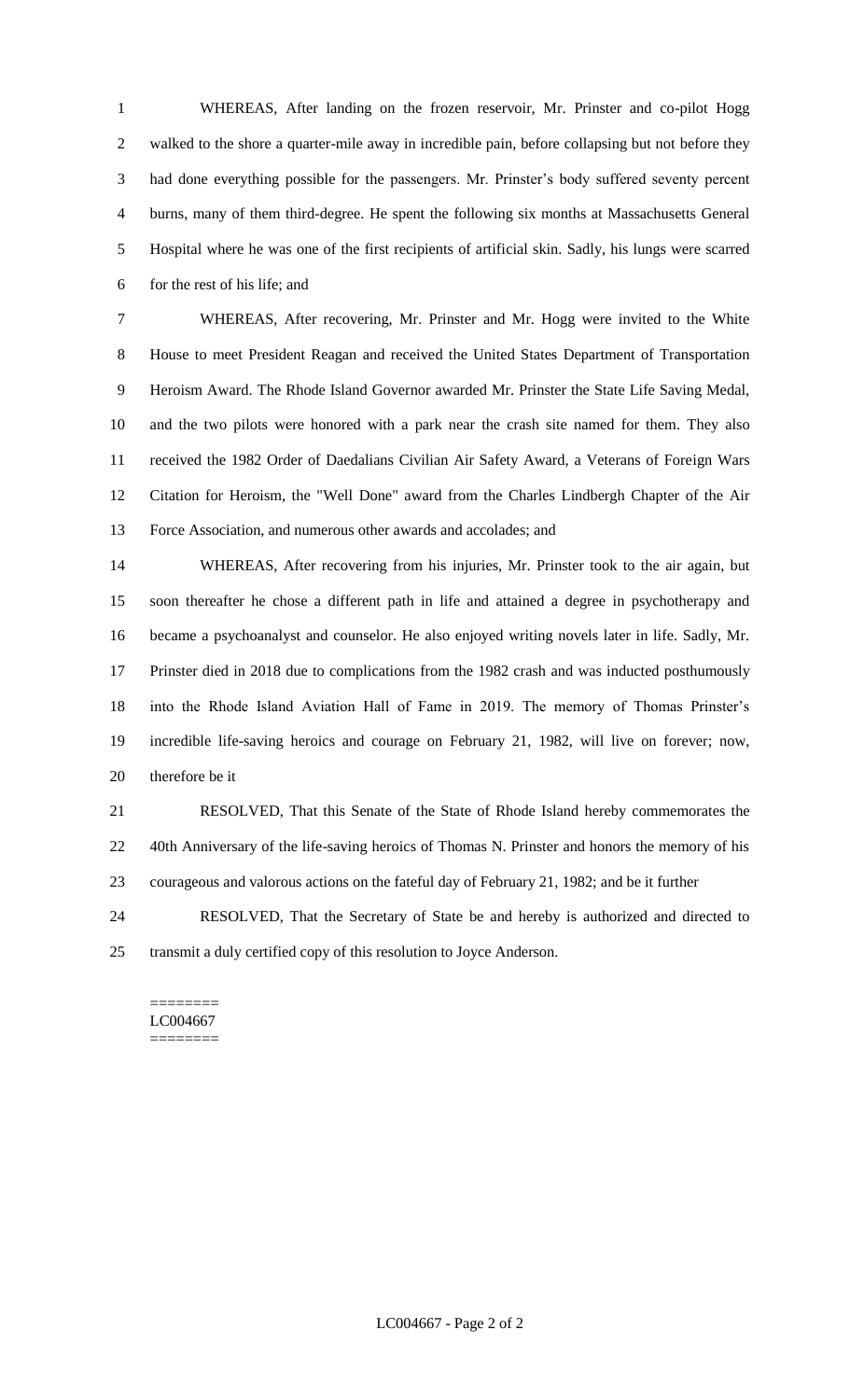WHEREAS, After landing on the frozen reservoir, Mr. Prinster and co-pilot Hogg walked to the shore a quarter-mile away in incredible pain, before collapsing but not before they had done everything possible for the passengers. Mr. Prinster's body suffered seventy percent burns, many of them third-degree. He spent the following six months at Massachusetts General Hospital where he was one of the first recipients of artificial skin. Sadly, his lungs were scarred for the rest of his life; and

WHEREAS, After recovering, Mr. Prinster and Mr. Hogg were invited to the White House to meet President Reagan and received the United States Department of Transportation Heroism Award. The Rhode Island Governor awarded Mr. Prinster the State Life Saving Medal, and the two pilots were honored with a park near the crash site named for them. They also received the 1982 Order of Daedalians Civilian Air Safety Award, a Veterans of Foreign Wars Citation for Heroism, the "Well Done" award from the Charles Lindbergh Chapter of the Air Force Association, and numerous other awards and accolades; and

WHEREAS, After recovering from his injuries, Mr. Prinster took to the air again, but soon thereafter he chose a different path in life and attained a degree in psychotherapy and became a psychoanalyst and counselor. He also enjoyed writing novels later in life. Sadly, Mr. Prinster died in 2018 due to complications from the 1982 crash and was inducted posthumously into the Rhode Island Aviation Hall of Fame in 2019. The memory of Thomas Prinster's incredible life-saving heroics and courage on February 21, 1982, will live on forever; now, therefore be it

RESOLVED, That this Senate of the State of Rhode Island hereby commemorates the 40th Anniversary of the life-saving heroics of Thomas N. Prinster and honors the memory of his courageous and valorous actions on the fateful day of February 21, 1982; and be it further

RESOLVED, That the Secretary of State be and hereby is authorized and directed to transmit a duly certified copy of this resolution to Joyce Anderson.

========
LC004667
========